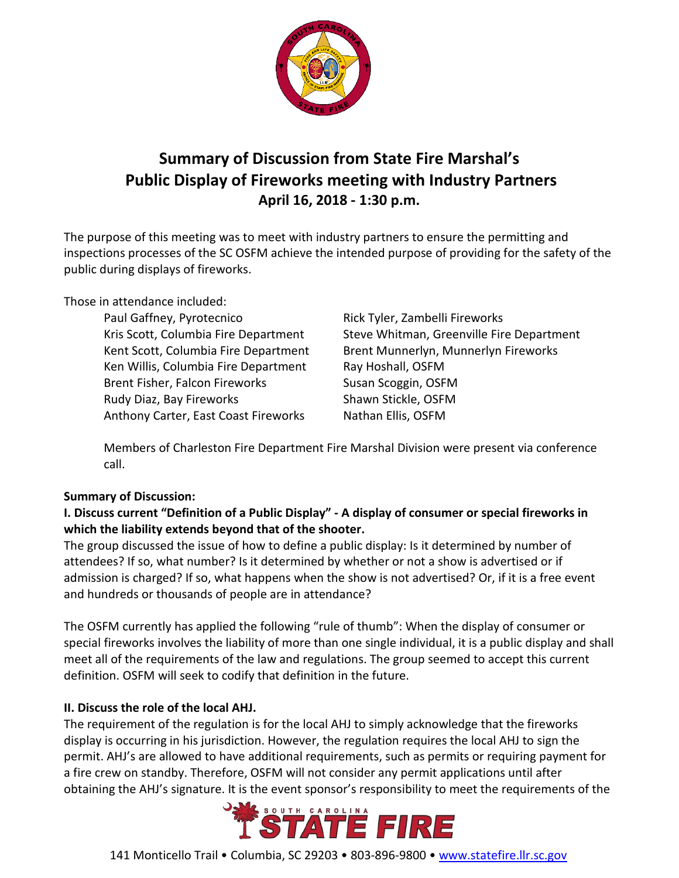# Summary of Discussion from State Fire Marshal's Public Display of Fireworks meeting with Industry Partners

**April 16, 2018 - 1:30 p.m.**

The purpose of this meeting was to meet with industry partners to ensure the permitting and inspections processes of the SC OSFM achieve the intended purpose of providing for the safety of the public during displays of fireworks.

Those in attendance included:

- Paul Gaffney, Pyrotecnico
- Kris Scott, Columbia Fire Department
- Kent Scott, Columbia Fire Department
- Ken Willis, Columbia Fire Department
- Brent Fisher, Falcon Fireworks
- Rudy Diaz, Bay Fireworks
- Anthony Carter, East Coast Fireworks
- Rick Tyler, Zambelli Fireworks
- Steve Whitman, Greenville Fire Department
- Brent Munnerlyn, Munnerlyn Fireworks
- Ray Hoshall, OSFM
- Susan Scoggin, OSFM
- Shawn Stickle, OSFM
- Nathan Ellis, OSFM

Members of Charleston Fire Department Fire Marshal Division were present via conference call.

**Summary of Discussion:**

**I. Discuss current "Definition of a Public Display" - A display of consumer or special fireworks in which the liability extends beyond that of the shooter.**

The group discussed the issue of how to define a public display: Is it determined by number of attendees? If so, what number? Is it determined by whether or not a show is advertised or if admission is charged? If so, what happens when the show is not advertised? Or, if it is a free event and hundreds or thousands of people are in attendance?

The OSFM currently has applied the following "rule of thumb": When the display of consumer or special fireworks involves the liability of more than one single individual, it is a public display and shall meet all of the requirements of the law and regulations. The group seemed to accept this current definition. OSFM will seek to codify that definition in the future.

**II. Discuss the role of the local AHJ.**

The requirement of the regulation is for the local AHJ to simply acknowledge that the fireworks display is occurring in his jurisdiction. However, the regulation requires the local AHJ to sign the permit. AHJ's are allowed to have additional requirements, such as permits or requiring payment for a fire crew on standby. Therefore, OSFM will not consider any permit applications until after obtaining the AHJ's signature. It is the event sponsor's responsibility to meet the requirements of the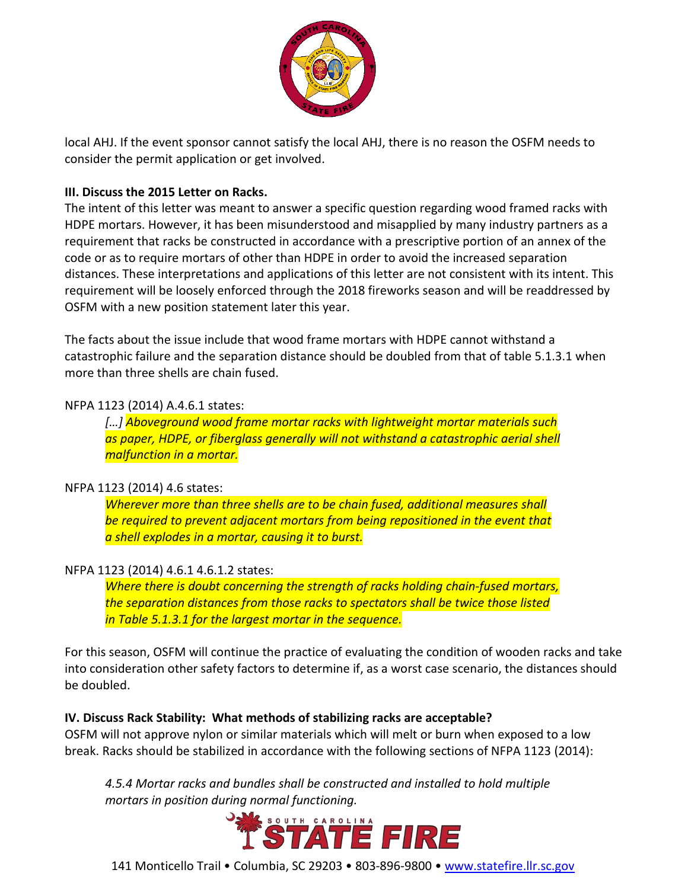local AHJ. If the event sponsor cannot satisfy the local AHJ, there is no reason the OSFM needs to consider the permit application or get involved.

**III. Discuss the 2015 Letter on Racks.**

The intent of this letter was meant to answer a specific question regarding wood framed racks with HDPE mortars. However, it has been misunderstood and misapplied by many industry partners as a requirement that racks be constructed in accordance with a prescriptive portion of an annex of the code or as to require mortars of other than HDPE in order to avoid the increased separation distances. These interpretations and applications of this letter are not consistent with its intent. This requirement will be loosely enforced through the 2018 fireworks season and will be readdressed by OSFM with a new position statement later this year.

The facts about the issue include that wood frame mortars with HDPE cannot withstand a catastrophic failure and the separation distance should be doubled from that of table 5.1.3.1 when more than three shells are chain fused.

NFPA 1123 (2014) A.4.6.1 states:

> *[…] Aboveground wood frame mortar racks with lightweight mortar materials such as paper, HDPE, or fiberglass generally will not withstand a catastrophic aerial shell malfunction in a mortar.*

NFPA 1123 (2014) 4.6 states:

> *Wherever more than three shells are to be chain fused, additional measures shall be required to prevent adjacent mortars from being repositioned in the event that a shell explodes in a mortar, causing it to burst.*

NFPA 1123 (2014) 4.6.1 4.6.1.2 states:

> *Where there is doubt concerning the strength of racks holding chain-fused mortars, the separation distances from those racks to spectators shall be twice those listed in Table 5.1.3.1 for the largest mortar in the sequence.*

For this season, OSFM will continue the practice of evaluating the condition of wooden racks and take into consideration other safety factors to determine if, as a worst case scenario, the distances should be doubled.

**IV. Discuss Rack Stability: What methods of stabilizing racks are acceptable?**

OSFM will not approve nylon or similar materials which will melt or burn when exposed to a low break. Racks should be stabilized in accordance with the following sections of NFPA 1123 (2014):

> *4.5.4 Mortar racks and bundles shall be constructed and installed to hold multiple mortars in position during normal functioning.*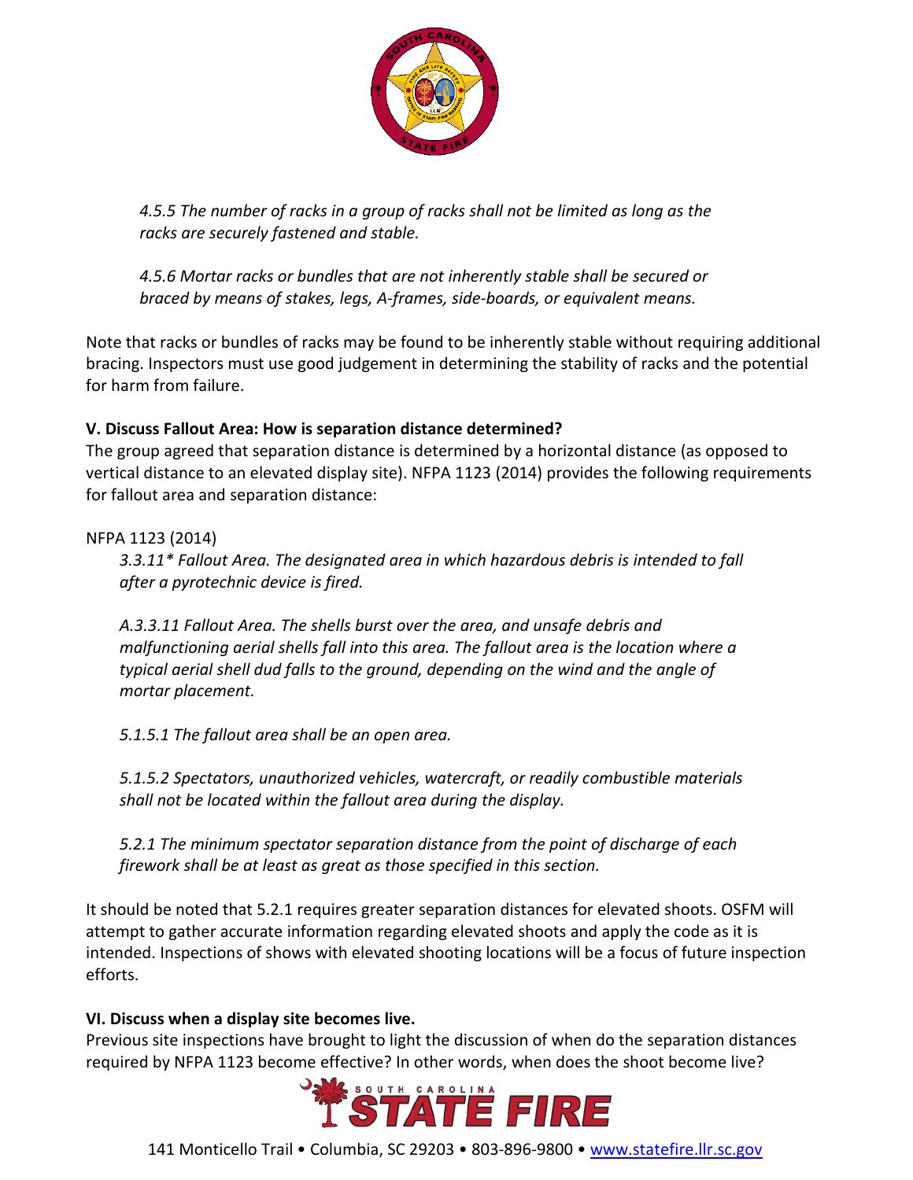*4.5.5 The number of racks in a group of racks shall not be limited as long as the racks are securely fastened and stable.*

*4.5.6 Mortar racks or bundles that are not inherently stable shall be secured or braced by means of stakes, legs, A-frames, side-boards, or equivalent means.*

Note that racks or bundles of racks may be found to be inherently stable without requiring additional bracing. Inspectors must use good judgement in determining the stability of racks and the potential for harm from failure.

**V. Discuss Fallout Area: How is separation distance determined?**

The group agreed that separation distance is determined by a horizontal distance (as opposed to vertical distance to an elevated display site). NFPA 1123 (2014) provides the following requirements for fallout area and separation distance:

NFPA 1123 (2014)

*3.3.11* Fallout Area. The designated area in which hazardous debris is intended to fall after a pyrotechnic device is fired.*

*A.3.3.11 Fallout Area. The shells burst over the area, and unsafe debris and malfunctioning aerial shells fall into this area. The fallout area is the location where a typical aerial shell dud falls to the ground, depending on the wind and the angle of mortar placement.*

*5.1.5.1 The fallout area shall be an open area.*

*5.1.5.2 Spectators, unauthorized vehicles, watercraft, or readily combustible materials shall not be located within the fallout area during the display.*

*5.2.1 The minimum spectator separation distance from the point of discharge of each firework shall be at least as great as those specified in this section.*

It should be noted that 5.2.1 requires greater separation distances for elevated shoots. OSFM will attempt to gather accurate information regarding elevated shoots and apply the code as it is intended. Inspections of shows with elevated shooting locations will be a focus of future inspection efforts.

**VI. Discuss when a display site becomes live.**

Previous site inspections have brought to light the discussion of when do the separation distances required by NFPA 1123 become effective? In other words, when does the shoot become live?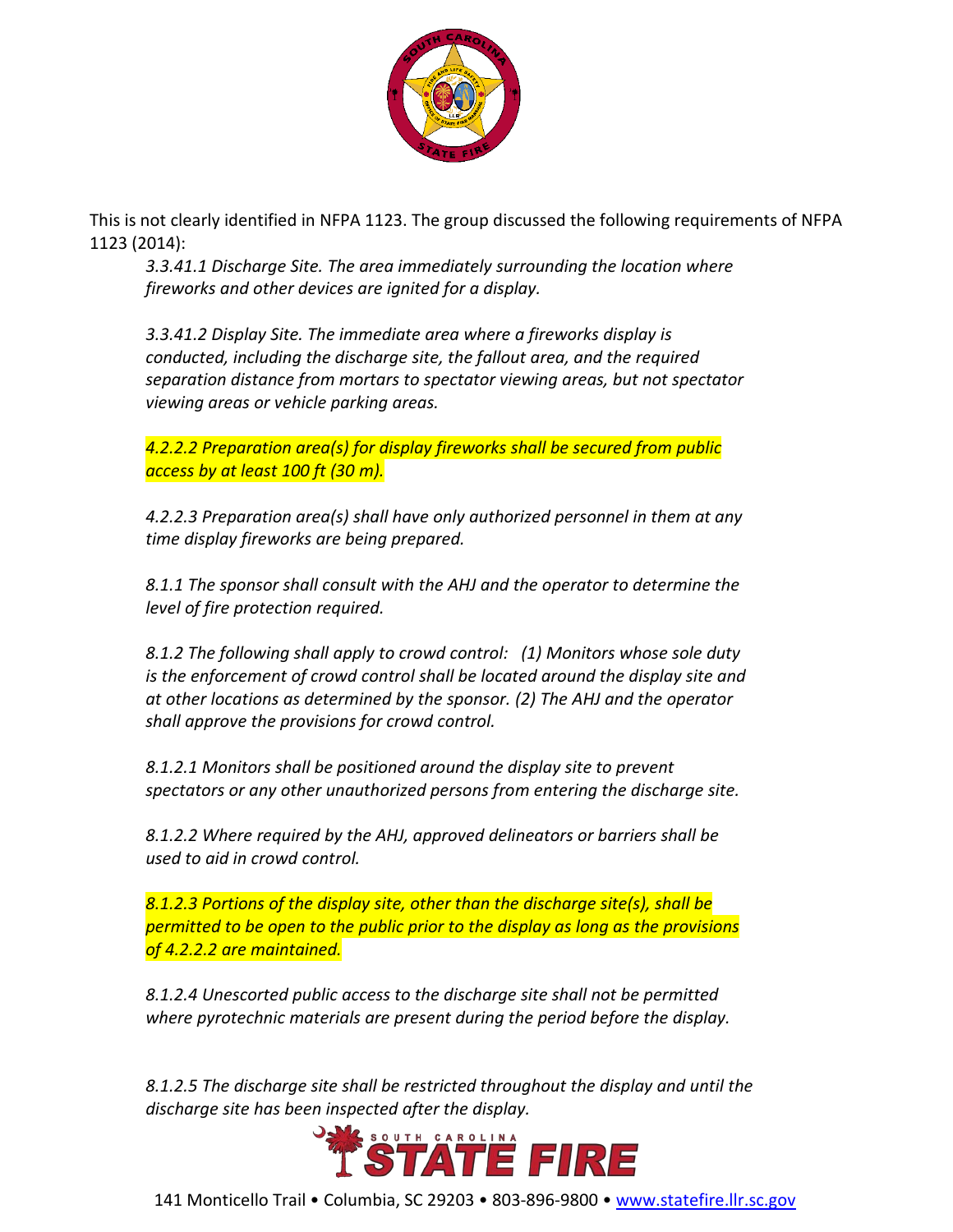This is not clearly identified in NFPA 1123. The group discussed the following requirements of NFPA 1123 (2014):

> *3.3.41.1 Discharge Site. The area immediately surrounding the location where fireworks and other devices are ignited for a display.*
>
> *3.3.41.2 Display Site. The immediate area where a fireworks display is conducted, including the discharge site, the fallout area, and the required separation distance from mortars to spectator viewing areas, but not spectator viewing areas or vehicle parking areas.*
>
> *4.2.2.2 Preparation area(s) for display fireworks shall be secured from public access by at least 100 ft (30 m).*
>
> *4.2.2.3 Preparation area(s) shall have only authorized personnel in them at any time display fireworks are being prepared.*
>
> *8.1.1 The sponsor shall consult with the AHJ and the operator to determine the level of fire protection required.*
>
> *8.1.2 The following shall apply to crowd control: (1) Monitors whose sole duty is the enforcement of crowd control shall be located around the display site and at other locations as determined by the sponsor. (2) The AHJ and the operator shall approve the provisions for crowd control.*
>
> *8.1.2.1 Monitors shall be positioned around the display site to prevent spectators or any other unauthorized persons from entering the discharge site.*
>
> *8.1.2.2 Where required by the AHJ, approved delineators or barriers shall be used to aid in crowd control.*
>
> *8.1.2.3 Portions of the display site, other than the discharge site(s), shall be permitted to be open to the public prior to the display as long as the provisions of 4.2.2.2 are maintained.*
>
> *8.1.2.4 Unescorted public access to the discharge site shall not be permitted where pyrotechnic materials are present during the period before the display.*
>
> *8.1.2.5 The discharge site shall be restricted throughout the display and until the discharge site has been inspected after the display.*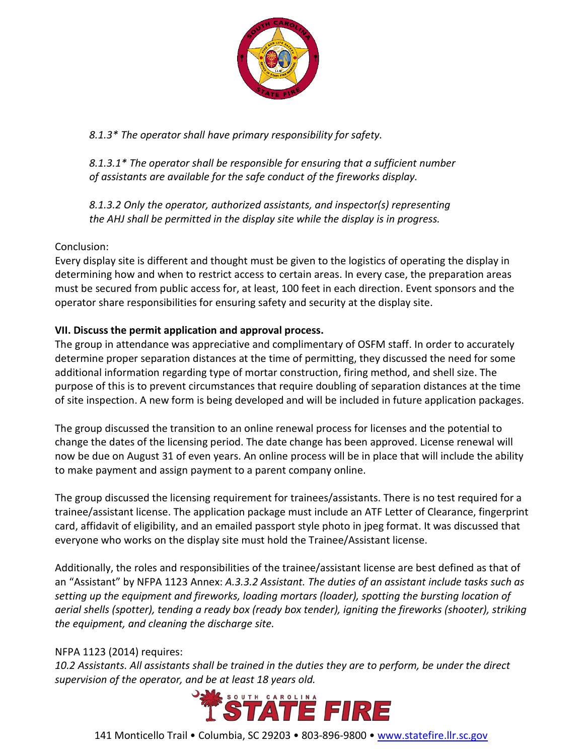*8.1.3\* The operator shall have primary responsibility for safety.*

*8.1.3.1\* The operator shall be responsible for ensuring that a sufficient number of assistants are available for the safe conduct of the fireworks display.*

*8.1.3.2 Only the operator, authorized assistants, and inspector(s) representing the AHJ shall be permitted in the display site while the display is in progress.*

Conclusion:
Every display site is different and thought must be given to the logistics of operating the display in determining how and when to restrict access to certain areas. In every case, the preparation areas must be secured from public access for, at least, 100 feet in each direction. Event sponsors and the operator share responsibilities for ensuring safety and security at the display site.

**VII. Discuss the permit application and approval process.**

The group in attendance was appreciative and complimentary of OSFM staff. In order to accurately determine proper separation distances at the time of permitting, they discussed the need for some additional information regarding type of mortar construction, firing method, and shell size. The purpose of this is to prevent circumstances that require doubling of separation distances at the time of site inspection. A new form is being developed and will be included in future application packages.

The group discussed the transition to an online renewal process for licenses and the potential to change the dates of the licensing period. The date change has been approved. License renewal will now be due on August 31 of even years. An online process will be in place that will include the ability to make payment and assign payment to a parent company online.

The group discussed the licensing requirement for trainees/assistants. There is no test required for a trainee/assistant license. The application package must include an ATF Letter of Clearance, fingerprint card, affidavit of eligibility, and an emailed passport style photo in jpeg format. It was discussed that everyone who works on the display site must hold the Trainee/Assistant license.

Additionally, the roles and responsibilities of the trainee/assistant license are best defined as that of an "Assistant" by NFPA 1123 Annex: *A.3.3.2 Assistant. The duties of an assistant include tasks such as setting up the equipment and fireworks, loading mortars (loader), spotting the bursting location of aerial shells (spotter), tending a ready box (ready box tender), igniting the fireworks (shooter), striking the equipment, and cleaning the discharge site.*

NFPA 1123 (2014) requires:
*10.2 Assistants. All assistants shall be trained in the duties they are to perform, be under the direct supervision of the operator, and be at least 18 years old.*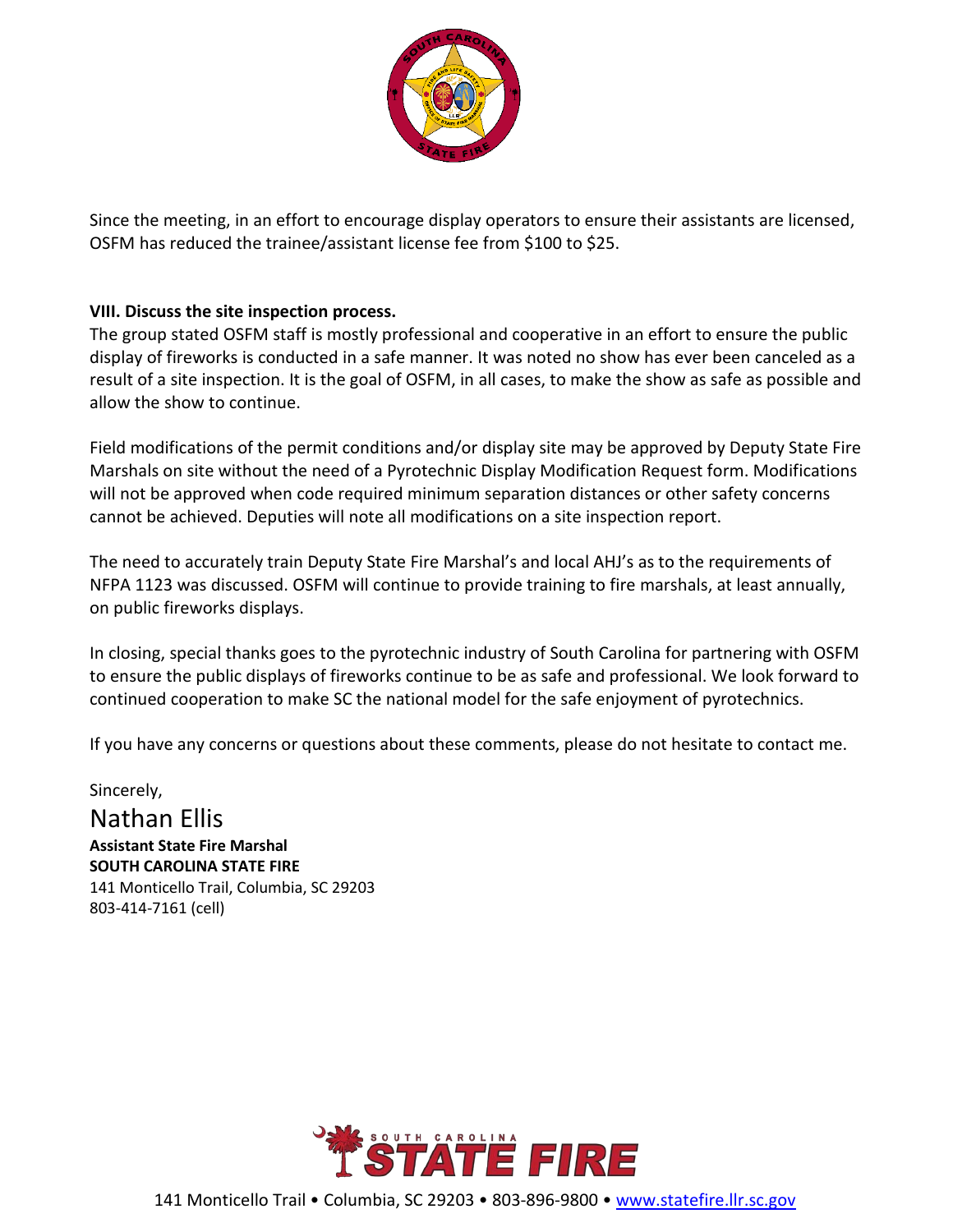Since the meeting, in an effort to encourage display operators to ensure their assistants are licensed, OSFM has reduced the trainee/assistant license fee from $100 to $25.

**VIII. Discuss the site inspection process.**

The group stated OSFM staff is mostly professional and cooperative in an effort to ensure the public display of fireworks is conducted in a safe manner. It was noted no show has ever been canceled as a result of a site inspection. It is the goal of OSFM, in all cases, to make the show as safe as possible and allow the show to continue.

Field modifications of the permit conditions and/or display site may be approved by Deputy State Fire Marshals on site without the need of a Pyrotechnic Display Modification Request form. Modifications will not be approved when code required minimum separation distances or other safety concerns cannot be achieved. Deputies will note all modifications on a site inspection report.

The need to accurately train Deputy State Fire Marshal's and local AHJ's as to the requirements of NFPA 1123 was discussed. OSFM will continue to provide training to fire marshals, at least annually, on public fireworks displays.

In closing, special thanks goes to the pyrotechnic industry of South Carolina for partnering with OSFM to ensure the public displays of fireworks continue to be as safe and professional. We look forward to continued cooperation to make SC the national model for the safe enjoyment of pyrotechnics.

If you have any concerns or questions about these comments, please do not hesitate to contact me.

Sincerely,

Nathan Ellis

**Assistant State Fire Marshal**
**SOUTH CAROLINA STATE FIRE**
141 Monticello Trail, Columbia, SC 29203
803-414-7161 (cell)

141 Monticello Trail • Columbia, SC 29203 • 803-896-9800 • www.statefire.llr.sc.gov